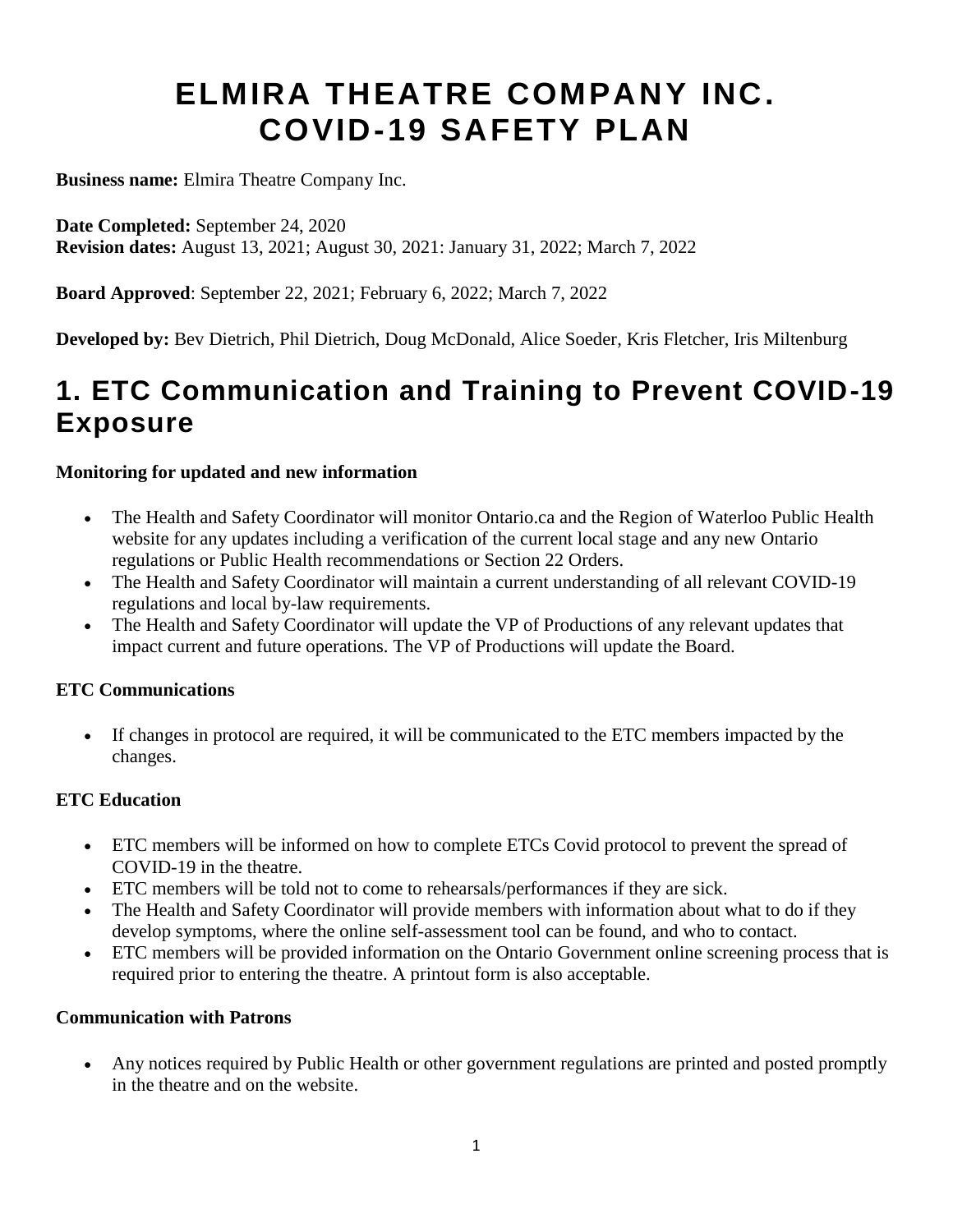# ELMIRA THEATRE COMPANY INC. COVID-19 SAFETY PLAN

**Business name:** Elmira Theatre Company Inc.

**Date Completed:** September 24, 2020
**Revision dates:** August 13, 2021; August 30, 2021: January 31, 2022; March 7, 2022

**Board Approved**: September 22, 2021; February 6, 2022; March 7, 2022

**Developed by:** Bev Dietrich, Phil Dietrich, Doug McDonald, Alice Soeder, Kris Fletcher, Iris Miltenburg

## 1. ETC Communication and Training to Prevent COVID-19 Exposure

**Monitoring for updated and new information**

- The Health and Safety Coordinator will monitor Ontario.ca and the Region of Waterloo Public Health website for any updates including a verification of the current local stage and any new Ontario regulations or Public Health recommendations or Section 22 Orders.
- The Health and Safety Coordinator will maintain a current understanding of all relevant COVID-19 regulations and local by-law requirements.
- The Health and Safety Coordinator will update the VP of Productions of any relevant updates that impact current and future operations. The VP of Productions will update the Board.

**ETC Communications**

- If changes in protocol are required, it will be communicated to the ETC members impacted by the changes.

**ETC Education**

- ETC members will be informed on how to complete ETCs Covid protocol to prevent the spread of COVID-19 in the theatre.
- ETC members will be told not to come to rehearsals/performances if they are sick.
- The Health and Safety Coordinator will provide members with information about what to do if they develop symptoms, where the online self-assessment tool can be found, and who to contact.
- ETC members will be provided information on the Ontario Government online screening process that is required prior to entering the theatre. A printout form is also acceptable.

**Communication with Patrons**

- Any notices required by Public Health or other government regulations are printed and posted promptly in the theatre and on the website.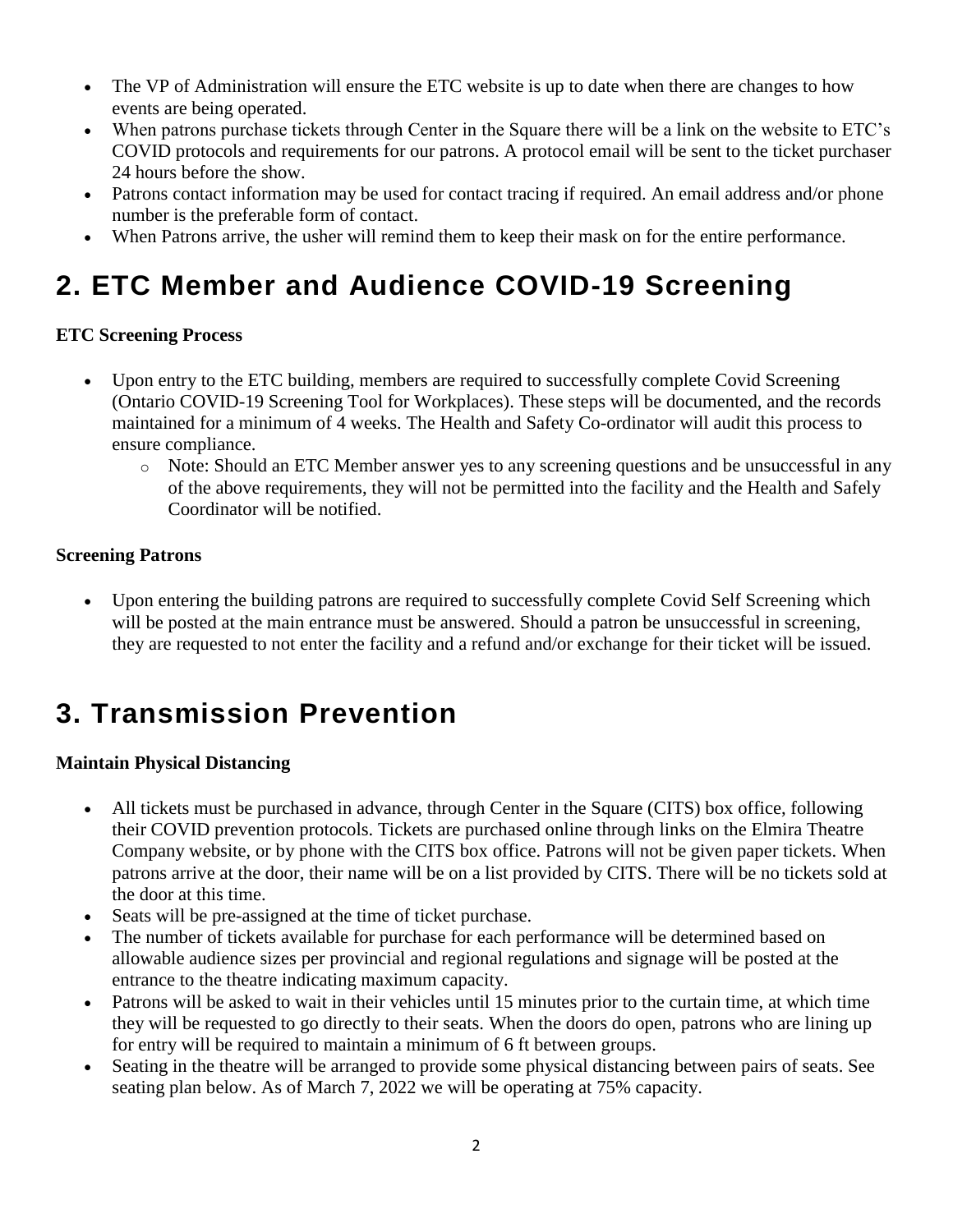- The VP of Administration will ensure the ETC website is up to date when there are changes to how events are being operated.
- When patrons purchase tickets through Center in the Square there will be a link on the website to ETC's COVID protocols and requirements for our patrons. A protocol email will be sent to the ticket purchaser 24 hours before the show.
- Patrons contact information may be used for contact tracing if required. An email address and/or phone number is the preferable form of contact.
- When Patrons arrive, the usher will remind them to keep their mask on for the entire performance.

## 2. ETC Member and Audience COVID-19 Screening

**ETC Screening Process**

- Upon entry to the ETC building, members are required to successfully complete Covid Screening (Ontario COVID-19 Screening Tool for Workplaces). These steps will be documented, and the records maintained for a minimum of 4 weeks. The Health and Safety Co-ordinator will audit this process to ensure compliance.
  - Note: Should an ETC Member answer yes to any screening questions and be unsuccessful in any of the above requirements, they will not be permitted into the facility and the Health and Safely Coordinator will be notified.

**Screening Patrons**

- Upon entering the building patrons are required to successfully complete Covid Self Screening which will be posted at the main entrance must be answered. Should a patron be unsuccessful in screening, they are requested to not enter the facility and a refund and/or exchange for their ticket will be issued.

## 3. Transmission Prevention

**Maintain Physical Distancing**

- All tickets must be purchased in advance, through Center in the Square (CITS) box office, following their COVID prevention protocols. Tickets are purchased online through links on the Elmira Theatre Company website, or by phone with the CITS box office. Patrons will not be given paper tickets. When patrons arrive at the door, their name will be on a list provided by CITS. There will be no tickets sold at the door at this time.
- Seats will be pre-assigned at the time of ticket purchase.
- The number of tickets available for purchase for each performance will be determined based on allowable audience sizes per provincial and regional regulations and signage will be posted at the entrance to the theatre indicating maximum capacity.
- Patrons will be asked to wait in their vehicles until 15 minutes prior to the curtain time, at which time they will be requested to go directly to their seats. When the doors do open, patrons who are lining up for entry will be required to maintain a minimum of 6 ft between groups.
- Seating in the theatre will be arranged to provide some physical distancing between pairs of seats. See seating plan below. As of March 7, 2022 we will be operating at 75% capacity.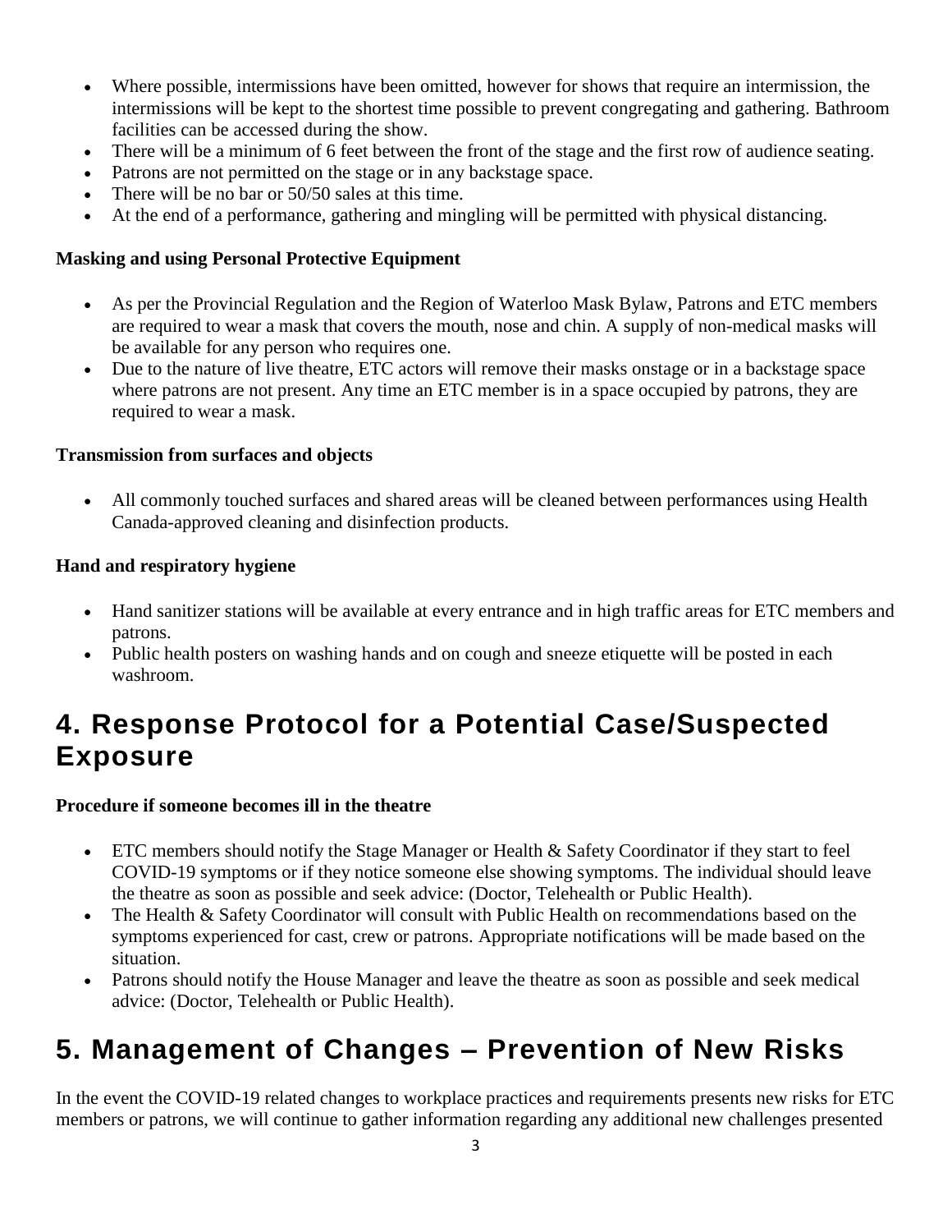- Where possible, intermissions have been omitted, however for shows that require an intermission, the intermissions will be kept to the shortest time possible to prevent congregating and gathering. Bathroom facilities can be accessed during the show.
- There will be a minimum of 6 feet between the front of the stage and the first row of audience seating.
- Patrons are not permitted on the stage or in any backstage space.
- There will be no bar or 50/50 sales at this time.
- At the end of a performance, gathering and mingling will be permitted with physical distancing.

**Masking and using Personal Protective Equipment**

- As per the Provincial Regulation and the Region of Waterloo Mask Bylaw, Patrons and ETC members are required to wear a mask that covers the mouth, nose and chin. A supply of non-medical masks will be available for any person who requires one.
- Due to the nature of live theatre, ETC actors will remove their masks onstage or in a backstage space where patrons are not present. Any time an ETC member is in a space occupied by patrons, they are required to wear a mask.

**Transmission from surfaces and objects**

- All commonly touched surfaces and shared areas will be cleaned between performances using Health Canada-approved cleaning and disinfection products.

**Hand and respiratory hygiene**

- Hand sanitizer stations will be available at every entrance and in high traffic areas for ETC members and patrons.
- Public health posters on washing hands and on cough and sneeze etiquette will be posted in each washroom.

# 4. Response Protocol for a Potential Case/Suspected Exposure

**Procedure if someone becomes ill in the theatre**

- ETC members should notify the Stage Manager or Health & Safety Coordinator if they start to feel COVID-19 symptoms or if they notice someone else showing symptoms. The individual should leave the theatre as soon as possible and seek advice: (Doctor, Telehealth or Public Health).
- The Health & Safety Coordinator will consult with Public Health on recommendations based on the symptoms experienced for cast, crew or patrons. Appropriate notifications will be made based on the situation.
- Patrons should notify the House Manager and leave the theatre as soon as possible and seek medical advice: (Doctor, Telehealth or Public Health).

# 5. Management of Changes – Prevention of New Risks

In the event the COVID-19 related changes to workplace practices and requirements presents new risks for ETC members or patrons, we will continue to gather information regarding any additional new challenges presented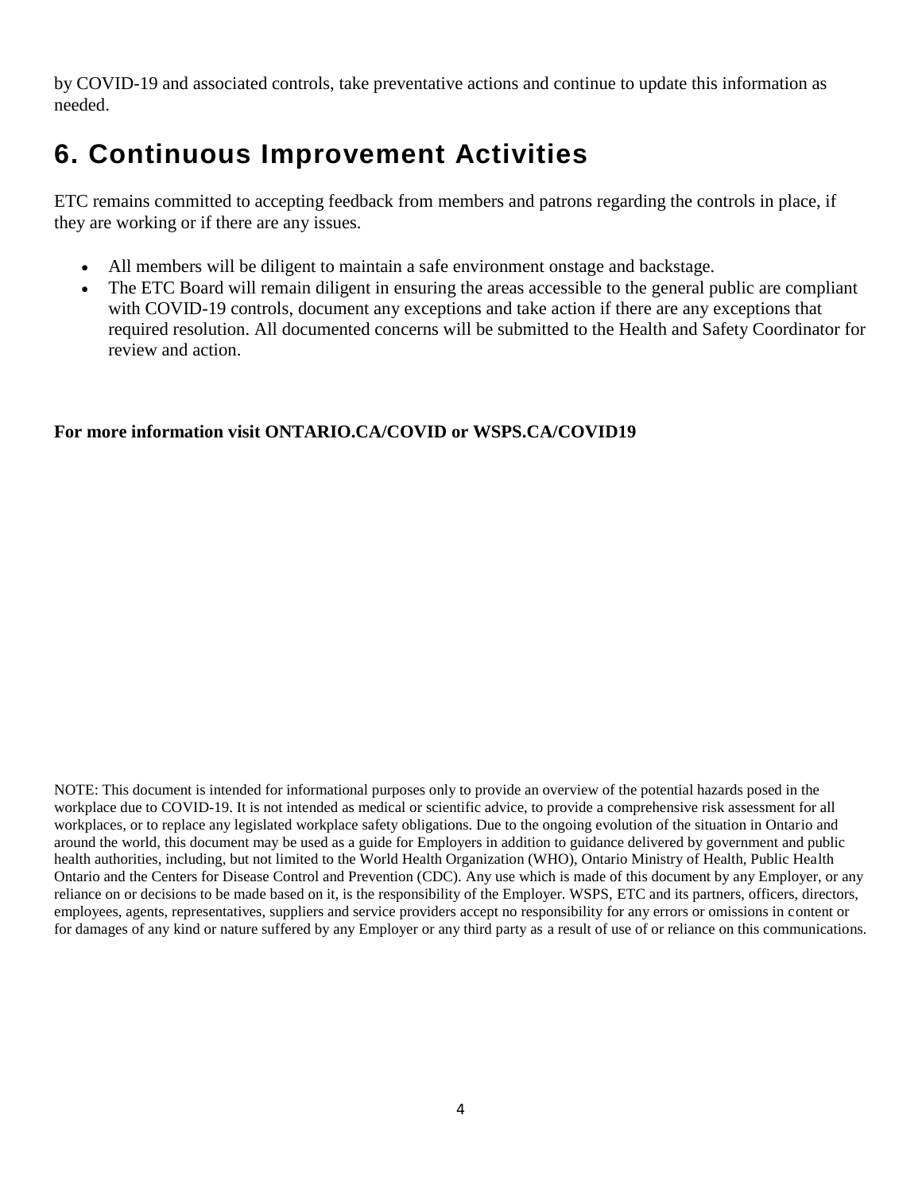by COVID-19 and associated controls, take preventative actions and continue to update this information as needed.

## 6. Continuous Improvement Activities

ETC remains committed to accepting feedback from members and patrons regarding the controls in place, if they are working or if there are any issues.

- All members will be diligent to maintain a safe environment onstage and backstage.
- The ETC Board will remain diligent in ensuring the areas accessible to the general public are compliant with COVID-19 controls, document any exceptions and take action if there are any exceptions that required resolution. All documented concerns will be submitted to the Health and Safety Coordinator for review and action.

**For more information visit ONTARIO.CA/COVID or WSPS.CA/COVID19**

NOTE: This document is intended for informational purposes only to provide an overview of the potential hazards posed in the workplace due to COVID-19. It is not intended as medical or scientific advice, to provide a comprehensive risk assessment for all workplaces, or to replace any legislated workplace safety obligations. Due to the ongoing evolution of the situation in Ontario and around the world, this document may be used as a guide for Employers in addition to guidance delivered by government and public health authorities, including, but not limited to the World Health Organization (WHO), Ontario Ministry of Health, Public Health Ontario and the Centers for Disease Control and Prevention (CDC). Any use which is made of this document by any Employer, or any reliance on or decisions to be made based on it, is the responsibility of the Employer. WSPS, ETC and its partners, officers, directors, employees, agents, representatives, suppliers and service providers accept no responsibility for any errors or omissions in content or for damages of any kind or nature suffered by any Employer or any third party as a result of use of or reliance on this communications.